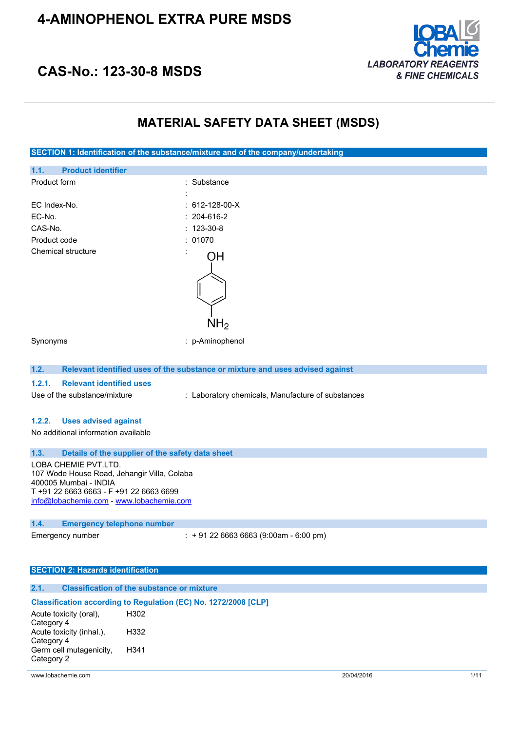// Recovered the missing content; see the text below.
# 4-AMINOPHENOL EXTRA PURE MSDS

## CAS-No.: 123-30-8 MSDS

LOBA Chemie
*LABORATORY REAGENTS & FINE CHEMICALS*

# MATERIAL SAFETY DATA SHEET (MSDS)

## SECTION 1: Identification of the substance/mixture and of the company/undertaking

### 1.1. Product identifier

| | |
|---|---|
| Product form | : Substance |
| | : |
| EC Index-No. | : 612-128-00-X |
| EC-No. | : 204-616-2 |
| CAS-No. | : 123-30-8 |
| Product code | : 01070 |
| Chemical structure | : OH / $NH_2$ |
| Synonyms | : p-Aminophenol |

### 1.2. Relevant identified uses of the substance or mixture and uses advised against

#### 1.2.1. Relevant identified uses

Use of the substance/mixture : Laboratory chemicals, Manufacture of substances

#### 1.2.2. Uses advised against

No additional information available

### 1.3. Details of the supplier of the safety data sheet

LOBA CHEMIE PVT.LTD.
107 Wode House Road, Jehangir Villa, Colaba
400005 Mumbai - INDIA
T +91 22 6663 6663 - F +91 22 6663 6699
info@lobachemie.com - www.lobachemie.com

### 1.4. Emergency telephone number

Emergency number : + 91 22 6663 6663 (9:00am - 6:00 pm)

## SECTION 2: Hazards identification

### 2.1. Classification of the substance or mixture

**Classification according to Regulation (EC) No. 1272/2008 [CLP]**

| | |
|---|---|
| Acute toxicity (oral), Category 4 | H302 |
| Acute toxicity (inhal.), Category 4 | H332 |
| Germ cell mutagenicity, Category 2 | H341 |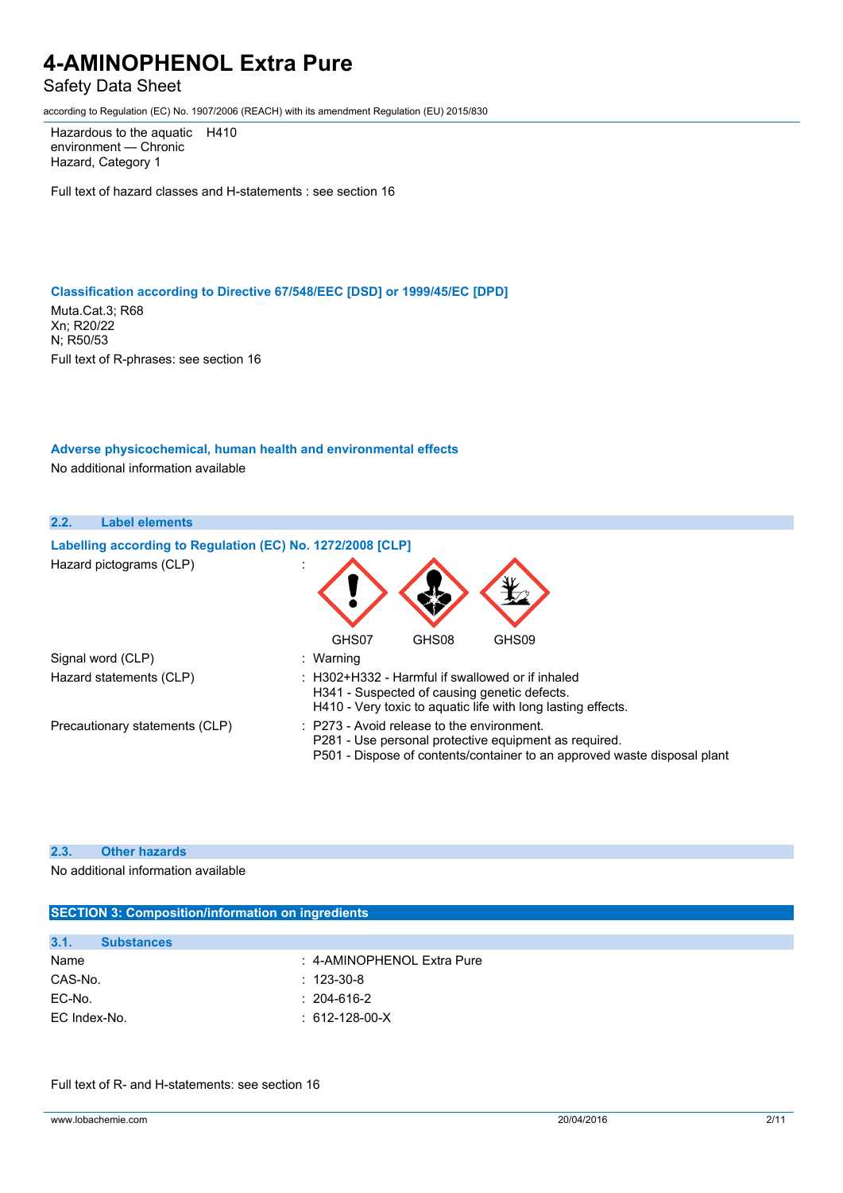| | |
|---|---|
| Hazardous to the aquatic environment — Chronic Hazard, Category 1 | H410 |

Full text of hazard classes and H-statements : see section 16

**Classification according to Directive 67/548/EEC [DSD] or 1999/45/EC [DPD]**

Muta.Cat.3; R68
Xn; R20/22
N; R50/53
Full text of R-phrases: see section 16

**Adverse physicochemical, human health and environmental effects**

No additional information available

### 2.2. Label elements

**Labelling according to Regulation (EC) No. 1272/2008 [CLP]**

| | |
|---|---|
| Hazard pictograms (CLP) | : GHS07 GHS08 GHS09 |
| Signal word (CLP) | : Warning |
| Hazard statements (CLP) | : H302+H332 - Harmful if swallowed or if inhaled<br>H341 - Suspected of causing genetic defects.<br>H410 - Very toxic to aquatic life with long lasting effects. |
| Precautionary statements (CLP) | : P273 - Avoid release to the environment.<br>P281 - Use personal protective equipment as required.<br>P501 - Dispose of contents/container to an approved waste disposal plant |

### 2.3. Other hazards

No additional information available

## SECTION 3: Composition/information on ingredients

### 3.1. Substances

| | |
|---|---|
| Name | : 4-AMINOPHENOL Extra Pure |
| CAS-No. | : 123-30-8 |
| EC-No. | : 204-616-2 |
| EC Index-No. | : 612-128-00-X |

Full text of R- and H-statements: see section 16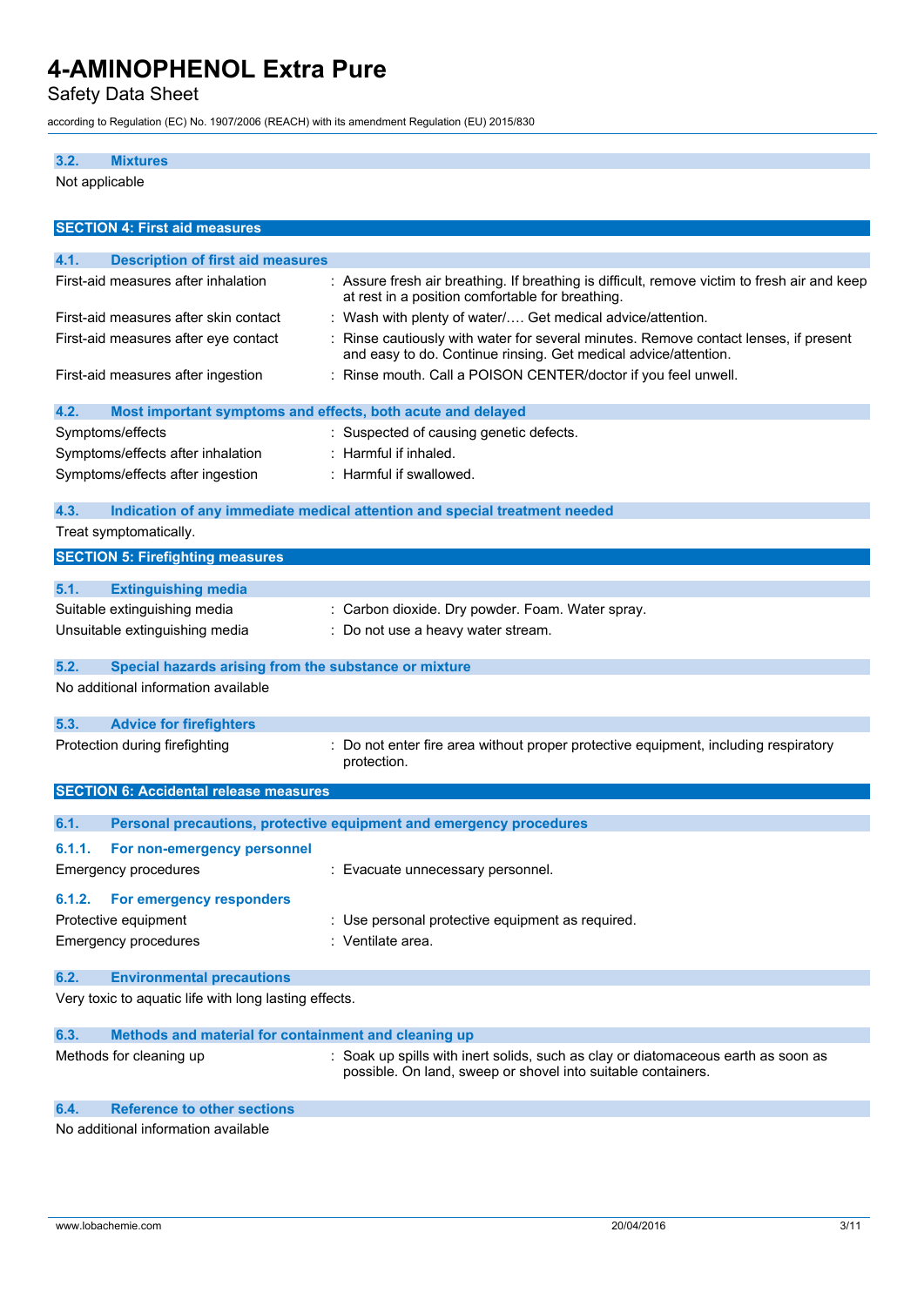### 3.2. Mixtures

Not applicable

## SECTION 4: First aid measures

### 4.1. Description of first aid measures

| | |
|---|---|
| First-aid measures after inhalation | : Assure fresh air breathing. If breathing is difficult, remove victim to fresh air and keep at rest in a position comfortable for breathing. |
| First-aid measures after skin contact | : Wash with plenty of water/…. Get medical advice/attention. |
| First-aid measures after eye contact | : Rinse cautiously with water for several minutes. Remove contact lenses, if present and easy to do. Continue rinsing. Get medical advice/attention. |
| First-aid measures after ingestion | : Rinse mouth. Call a POISON CENTER/doctor if you feel unwell. |

### 4.2. Most important symptoms and effects, both acute and delayed

| | |
|---|---|
| Symptoms/effects | : Suspected of causing genetic defects. |
| Symptoms/effects after inhalation | : Harmful if inhaled. |
| Symptoms/effects after ingestion | : Harmful if swallowed. |

### 4.3. Indication of any immediate medical attention and special treatment needed

Treat symptomatically.

## SECTION 5: Firefighting measures

### 5.1. Extinguishing media

| | |
|---|---|
| Suitable extinguishing media | : Carbon dioxide. Dry powder. Foam. Water spray. |
| Unsuitable extinguishing media | : Do not use a heavy water stream. |

### 5.2. Special hazards arising from the substance or mixture

No additional information available

### 5.3. Advice for firefighters

| | |
|---|---|
| Protection during firefighting | : Do not enter fire area without proper protective equipment, including respiratory protection. |

## SECTION 6: Accidental release measures

### 6.1. Personal precautions, protective equipment and emergency procedures

#### 6.1.1. For non-emergency personnel

| | |
|---|---|
| Emergency procedures | : Evacuate unnecessary personnel. |

#### 6.1.2. For emergency responders

| | |
|---|---|
| Protective equipment | : Use personal protective equipment as required. |
| Emergency procedures | : Ventilate area. |

### 6.2. Environmental precautions

Very toxic to aquatic life with long lasting effects.

### 6.3. Methods and material for containment and cleaning up

| | |
|---|---|
| Methods for cleaning up | : Soak up spills with inert solids, such as clay or diatomaceous earth as soon as possible. On land, sweep or shovel into suitable containers. |

### 6.4. Reference to other sections

No additional information available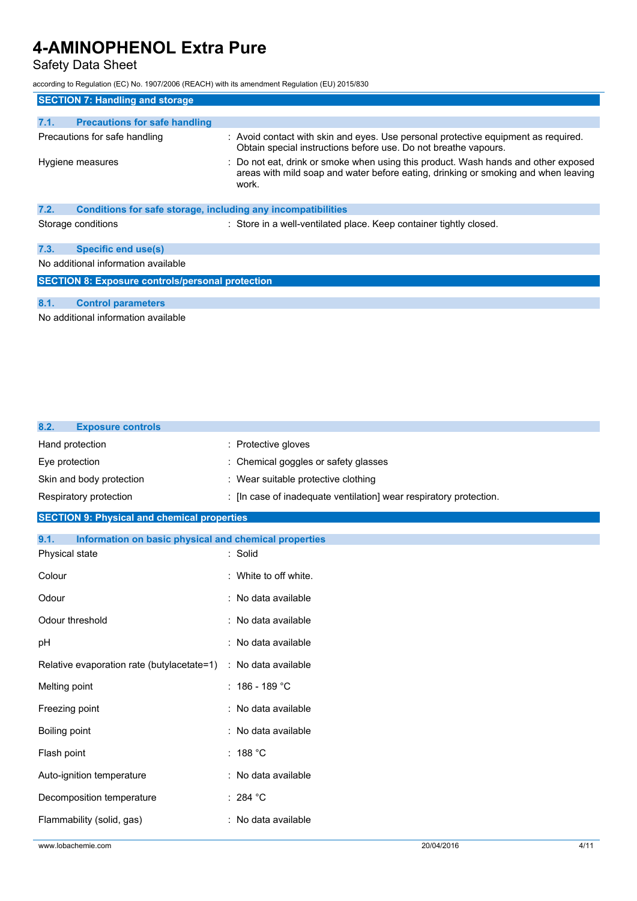## SECTION 7: Handling and storage

### 7.1. Precautions for safe handling

| | |
|---|---|
| Precautions for safe handling | : Avoid contact with skin and eyes. Use personal protective equipment as required. Obtain special instructions before use. Do not breathe vapours. |
| Hygiene measures | : Do not eat, drink or smoke when using this product. Wash hands and other exposed areas with mild soap and water before eating, drinking or smoking and when leaving work. |

### 7.2. Conditions for safe storage, including any incompatibilities

| | |
|---|---|
| Storage conditions | : Store in a well-ventilated place. Keep container tightly closed. |

### 7.3. Specific end use(s)

No additional information available

## SECTION 8: Exposure controls/personal protection

### 8.1. Control parameters

No additional information available

### 8.2. Exposure controls

| | |
|---|---|
| Hand protection | : Protective gloves |
| Eye protection | : Chemical goggles or safety glasses |
| Skin and body protection | : Wear suitable protective clothing |
| Respiratory protection | : [In case of inadequate ventilation] wear respiratory protection. |

## SECTION 9: Physical and chemical properties

### 9.1. Information on basic physical and chemical properties

| | |
|---|---|
| Physical state | : Solid |
| Colour | : White to off white. |
| Odour | : No data available |
| Odour threshold | : No data available |
| pH | : No data available |
| Relative evaporation rate (butylacetate=1) | : No data available |
| Melting point | : 186 - 189 °C |
| Freezing point | : No data available |
| Boiling point | : No data available |
| Flash point | : 188 °C |
| Auto-ignition temperature | : No data available |
| Decomposition temperature | : 284 °C |
| Flammability (solid, gas) | : No data available |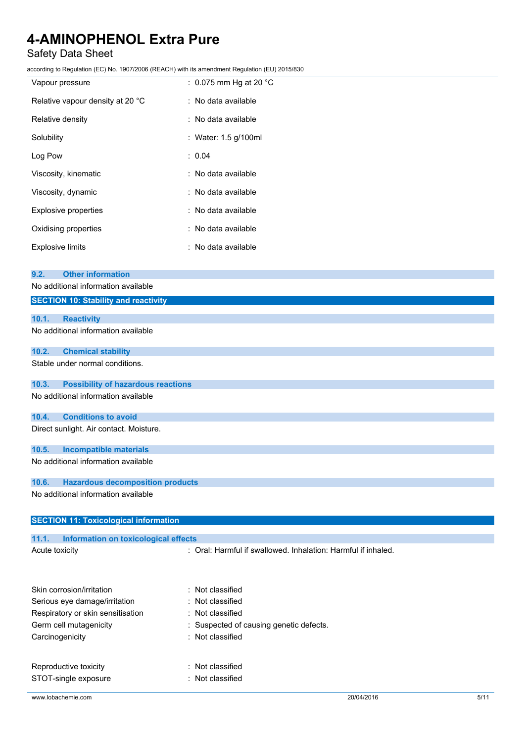| | |
|---|---|
| Vapour pressure | : 0.075 mm Hg at 20 °C |
| Relative vapour density at 20 °C | : No data available |
| Relative density | : No data available |
| Solubility | : Water: 1.5 g/100ml |
| Log Pow | : 0.04 |
| Viscosity, kinematic | : No data available |
| Viscosity, dynamic | : No data available |
| Explosive properties | : No data available |
| Oxidising properties | : No data available |
| Explosive limits | : No data available |

### 9.2. Other information

No additional information available

## SECTION 10: Stability and reactivity

### 10.1. Reactivity

No additional information available

### 10.2. Chemical stability

Stable under normal conditions.

### 10.3. Possibility of hazardous reactions

No additional information available

### 10.4. Conditions to avoid

Direct sunlight. Air contact. Moisture.

### 10.5. Incompatible materials

No additional information available

### 10.6. Hazardous decomposition products

No additional information available

## SECTION 11: Toxicological information

### 11.1. Information on toxicological effects

| | |
|---|---|
| Acute toxicity | : Oral: Harmful if swallowed. Inhalation: Harmful if inhaled. |
| Skin corrosion/irritation | : Not classified |
| Serious eye damage/irritation | : Not classified |
| Respiratory or skin sensitisation | : Not classified |
| Germ cell mutagenicity | : Suspected of causing genetic defects. |
| Carcinogenicity | : Not classified |
| Reproductive toxicity | : Not classified |
| STOT-single exposure | : Not classified |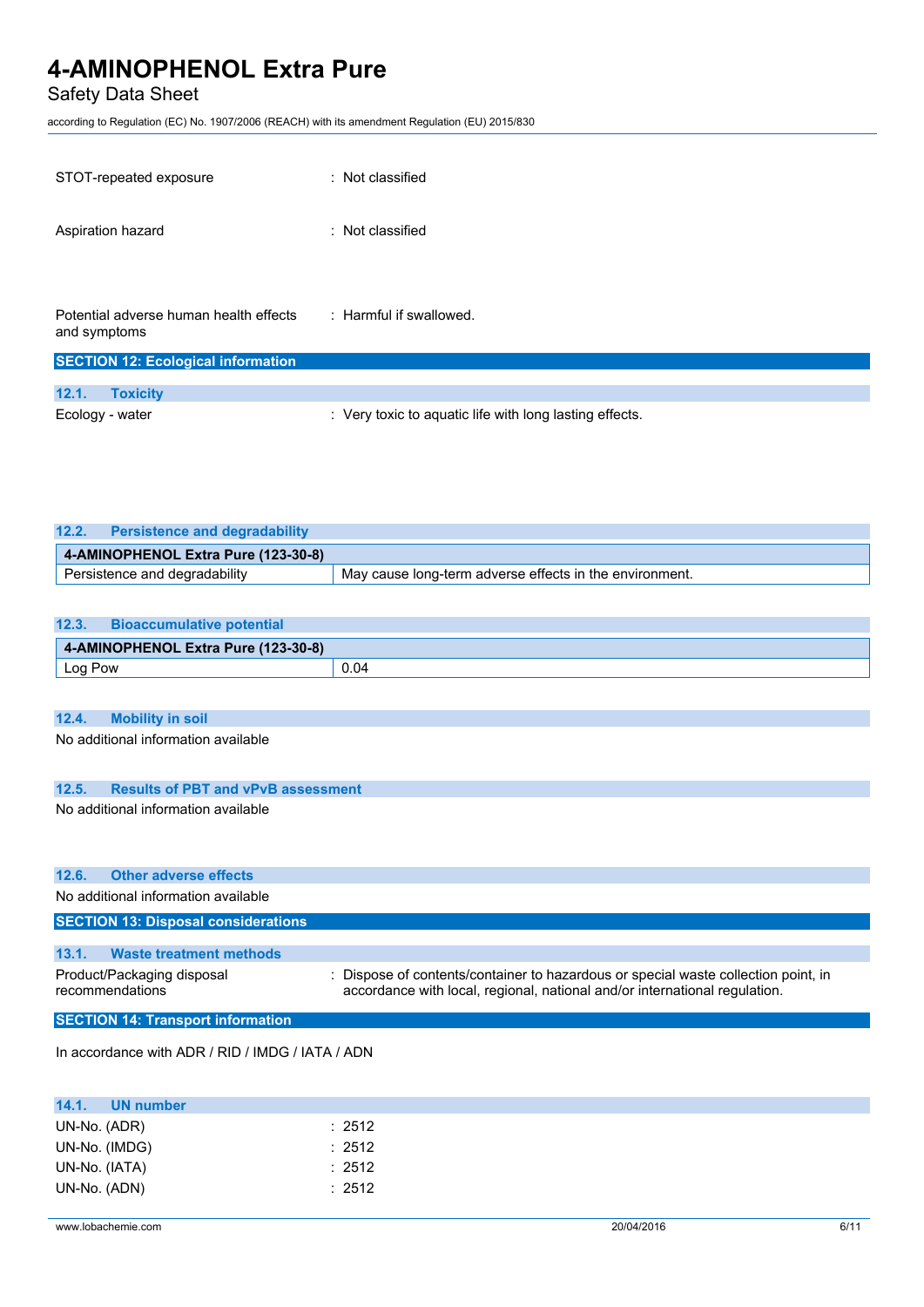STOT-repeated exposure : Not classified

Aspiration hazard : Not classified

Potential adverse human health effects and symptoms : Harmful if swallowed.

## SECTION 12: Ecological information

### 12.1. Toxicity

Ecology - water : Very toxic to aquatic life with long lasting effects.

### 12.2. Persistence and degradability

| 4-AMINOPHENOL Extra Pure (123-30-8) | |
|---|---|
| Persistence and degradability | May cause long-term adverse effects in the environment. |

### 12.3. Bioaccumulative potential

| 4-AMINOPHENOL Extra Pure (123-30-8) | |
|---|---|
| Log Pow | 0.04 |

### 12.4. Mobility in soil

No additional information available

### 12.5. Results of PBT and vPvB assessment

No additional information available

### 12.6. Other adverse effects

No additional information available

## SECTION 13: Disposal considerations

### 13.1. Waste treatment methods

Product/Packaging disposal recommendations : Dispose of contents/container to hazardous or special waste collection point, in accordance with local, regional, national and/or international regulation.

## SECTION 14: Transport information

In accordance with ADR / RID / IMDG / IATA / ADN

### 14.1. UN number

UN-No. (ADR) : 2512

UN-No. (IMDG) : 2512

UN-No. (IATA) : 2512

UN-No. (ADN) : 2512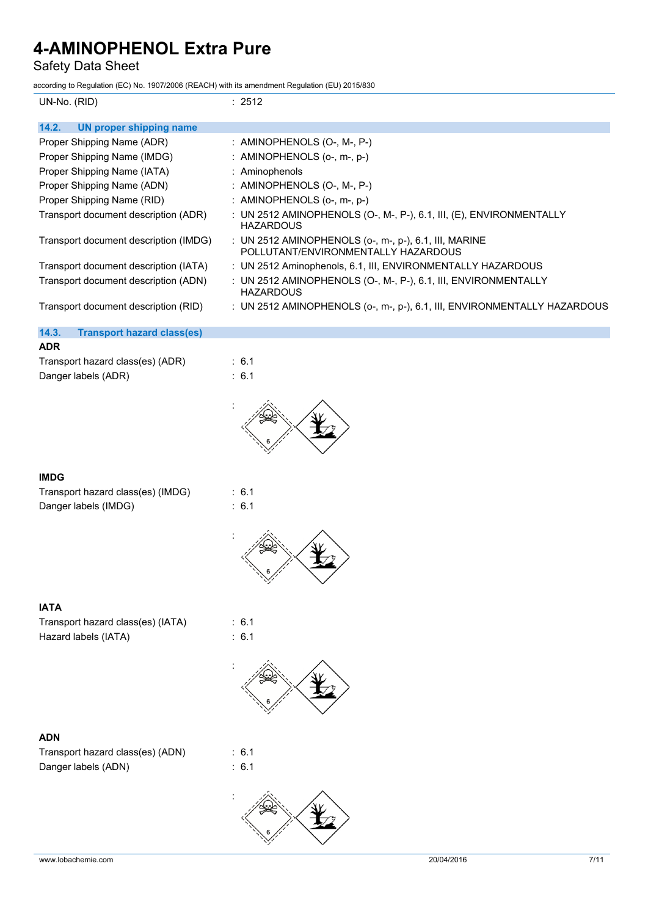| | |
|---|---|
| UN-No. (RID) | : 2512 |

### 14.2. UN proper shipping name

| | |
|---|---|
| Proper Shipping Name (ADR) | : AMINOPHENOLS (O-, M-, P-) |
| Proper Shipping Name (IMDG) | : AMINOPHENOLS (o-, m-, p-) |
| Proper Shipping Name (IATA) | : Aminophenols |
| Proper Shipping Name (ADN) | : AMINOPHENOLS (O-, M-, P-) |
| Proper Shipping Name (RID) | : AMINOPHENOLS (o-, m-, p-) |
| Transport document description (ADR) | : UN 2512 AMINOPHENOLS (O-, M-, P-), 6.1, III, (E), ENVIRONMENTALLY HAZARDOUS |
| Transport document description (IMDG) | : UN 2512 AMINOPHENOLS (o-, m-, p-), 6.1, III, MARINE POLLUTANT/ENVIRONMENTALLY HAZARDOUS |
| Transport document description (IATA) | : UN 2512 Aminophenols, 6.1, III, ENVIRONMENTALLY HAZARDOUS |
| Transport document description (ADN) | : UN 2512 AMINOPHENOLS (O-, M-, P-), 6.1, III, ENVIRONMENTALLY HAZARDOUS |
| Transport document description (RID) | : UN 2512 AMINOPHENOLS (o-, m-, p-), 6.1, III, ENVIRONMENTALLY HAZARDOUS |

### 14.3. Transport hazard class(es)

**ADR**

| | |
|---|---|
| Transport hazard class(es) (ADR) | : 6.1 |
| Danger labels (ADR) | : 6.1 |

:

**IMDG**

| | |
|---|---|
| Transport hazard class(es) (IMDG) | : 6.1 |
| Danger labels (IMDG) | : 6.1 |

:

**IATA**

| | |
|---|---|
| Transport hazard class(es) (IATA) | : 6.1 |
| Hazard labels (IATA) | : 6.1 |

:

**ADN**

| | |
|---|---|
| Transport hazard class(es) (ADN) | : 6.1 |
| Danger labels (ADN) | : 6.1 |

: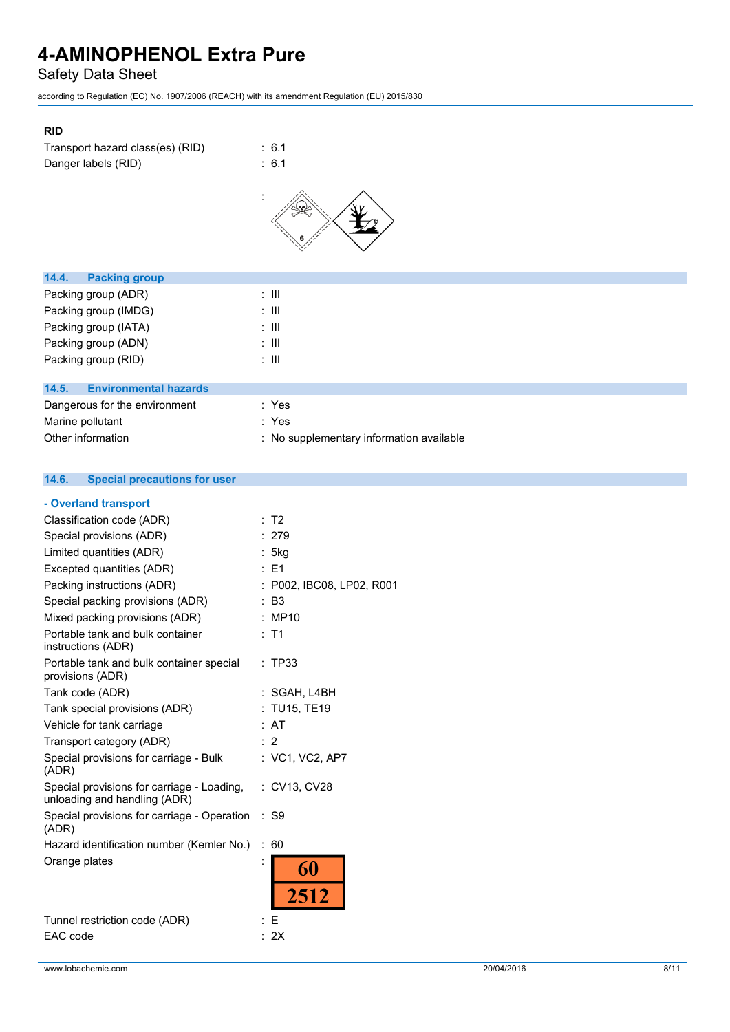**RID**

| | |
|---|---|
| Transport hazard class(es) (RID) | : 6.1 |
| Danger labels (RID) | : 6.1 |

## 14.4. Packing group

| | |
|---|---|
| Packing group (ADR) | : III |
| Packing group (IMDG) | : III |
| Packing group (IATA) | : III |
| Packing group (ADN) | : III |
| Packing group (RID) | : III |

## 14.5. Environmental hazards

| | |
|---|---|
| Dangerous for the environment | : Yes |
| Marine pollutant | : Yes |
| Other information | : No supplementary information available |

## 14.6. Special precautions for user

### - Overland transport

| | |
|---|---|
| Classification code (ADR) | : T2 |
| Special provisions (ADR) | : 279 |
| Limited quantities (ADR) | : 5kg |
| Excepted quantities (ADR) | : E1 |
| Packing instructions (ADR) | : P002, IBC08, LP02, R001 |
| Special packing provisions (ADR) | : B3 |
| Mixed packing provisions (ADR) | : MP10 |
| Portable tank and bulk container instructions (ADR) | : T1 |
| Portable tank and bulk container special provisions (ADR) | : TP33 |
| Tank code (ADR) | : SGAH, L4BH |
| Tank special provisions (ADR) | : TU15, TE19 |
| Vehicle for tank carriage | : AT |
| Transport category (ADR) | : 2 |
| Special provisions for carriage - Bulk (ADR) | : VC1, VC2, AP7 |
| Special provisions for carriage - Loading, unloading and handling (ADR) | : CV13, CV28 |
| Special provisions for carriage - Operation (ADR) | : S9 |
| Hazard identification number (Kemler No.) | : 60 |
| Orange plates | : 60 / 2512 |
| Tunnel restriction code (ADR) | : E |
| EAC code | : 2X |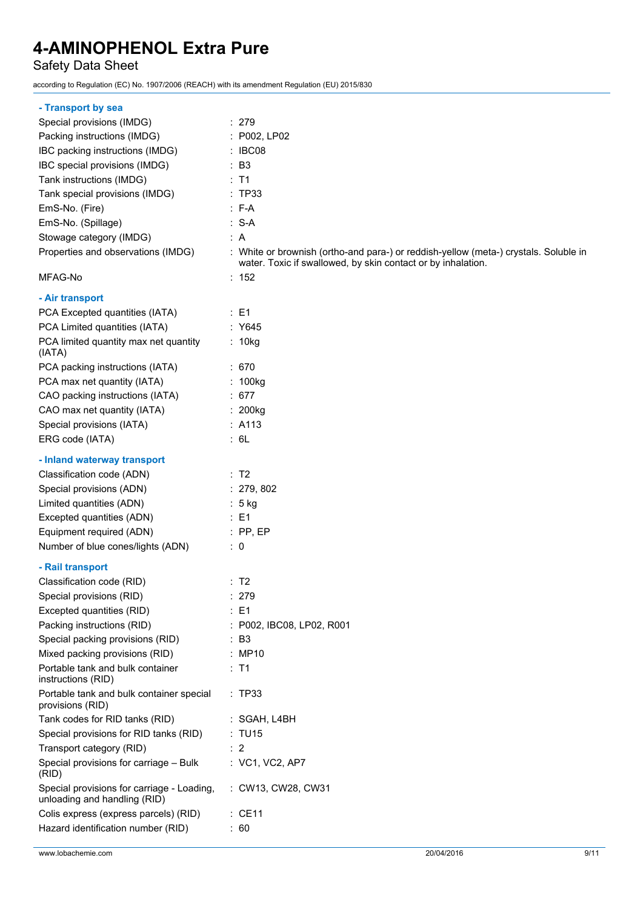**- Transport by sea**

| | |
|---|---|
| Special provisions (IMDG) | : 279 |
| Packing instructions (IMDG) | : P002, LP02 |
| IBC packing instructions (IMDG) | : IBC08 |
| IBC special provisions (IMDG) | : B3 |
| Tank instructions (IMDG) | : T1 |
| Tank special provisions (IMDG) | : TP33 |
| EmS-No. (Fire) | : F-A |
| EmS-No. (Spillage) | : S-A |
| Stowage category (IMDG) | : A |
| Properties and observations (IMDG) | : White or brownish (ortho-and para-) or reddish-yellow (meta-) crystals. Soluble in water. Toxic if swallowed, by skin contact or by inhalation. |
| MFAG-No | : 152 |

**- Air transport**

| | |
|---|---|
| PCA Excepted quantities (IATA) | : E1 |
| PCA Limited quantities (IATA) | : Y645 |
| PCA limited quantity max net quantity (IATA) | : 10kg |
| PCA packing instructions (IATA) | : 670 |
| PCA max net quantity (IATA) | : 100kg |
| CAO packing instructions (IATA) | : 677 |
| CAO max net quantity (IATA) | : 200kg |
| Special provisions (IATA) | : A113 |
| ERG code (IATA) | : 6L |

**- Inland waterway transport**

| | |
|---|---|
| Classification code (ADN) | : T2 |
| Special provisions (ADN) | : 279, 802 |
| Limited quantities (ADN) | : 5 kg |
| Excepted quantities (ADN) | : E1 |
| Equipment required (ADN) | : PP, EP |
| Number of blue cones/lights (ADN) | : 0 |

**- Rail transport**

| | |
|---|---|
| Classification code (RID) | : T2 |
| Special provisions (RID) | : 279 |
| Excepted quantities (RID) | : E1 |
| Packing instructions (RID) | : P002, IBC08, LP02, R001 |
| Special packing provisions (RID) | : B3 |
| Mixed packing provisions (RID) | : MP10 |
| Portable tank and bulk container instructions (RID) | : T1 |
| Portable tank and bulk container special provisions (RID) | : TP33 |
| Tank codes for RID tanks (RID) | : SGAH, L4BH |
| Special provisions for RID tanks (RID) | : TU15 |
| Transport category (RID) | : 2 |
| Special provisions for carriage – Bulk (RID) | : VC1, VC2, AP7 |
| Special provisions for carriage - Loading, unloading and handling (RID) | : CW13, CW28, CW31 |
| Colis express (express parcels) (RID) | : CE11 |
| Hazard identification number (RID) | : 60 |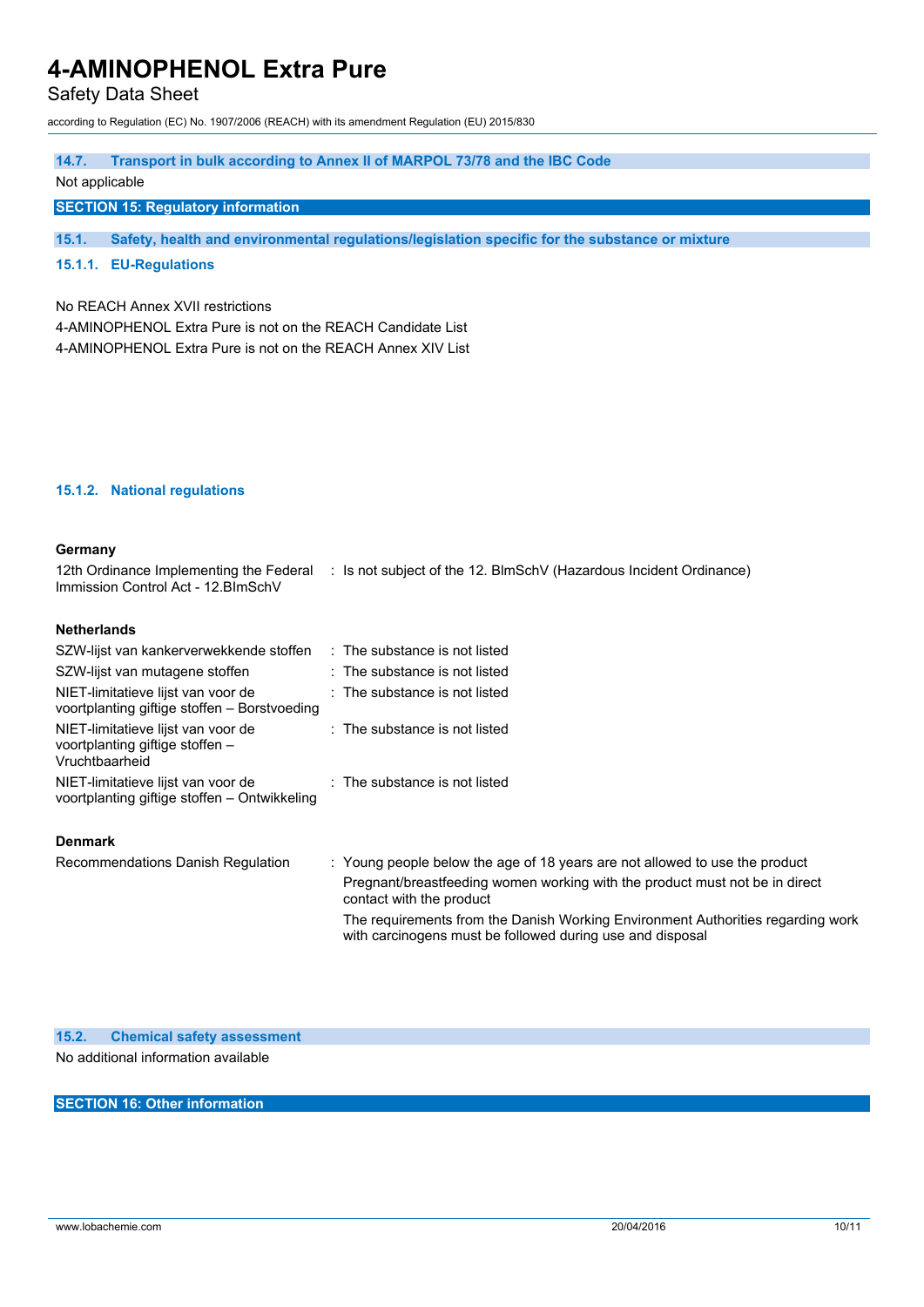### 14.7. Transport in bulk according to Annex II of MARPOL 73/78 and the IBC Code

Not applicable

## SECTION 15: Regulatory information

### 15.1. Safety, health and environmental regulations/legislation specific for the substance or mixture

#### 15.1.1. EU-Regulations

No REACH Annex XVII restrictions

4-AMINOPHENOL Extra Pure is not on the REACH Candidate List

4-AMINOPHENOL Extra Pure is not on the REACH Annex XIV List

#### 15.1.2. National regulations

**Germany**

| | |
|---|---|
| 12th Ordinance Implementing the Federal Immission Control Act - 12.BImSchV | : Is not subject of the 12. BlmSchV (Hazardous Incident Ordinance) |

**Netherlands**

| | |
|---|---|
| SZW-lijst van kankerverwekkende stoffen | : The substance is not listed |
| SZW-lijst van mutagene stoffen | : The substance is not listed |
| NIET-limitatieve lijst van voor de voortplanting giftige stoffen – Borstvoeding | : The substance is not listed |
| NIET-limitatieve lijst van voor de voortplanting giftige stoffen – Vruchtbaarheid | : The substance is not listed |
| NIET-limitatieve lijst van voor de voortplanting giftige stoffen – Ontwikkeling | : The substance is not listed |

**Denmark**

| | |
|---|---|
| Recommendations Danish Regulation | : Young people below the age of 18 years are not allowed to use the product<br>Pregnant/breastfeeding women working with the product must not be in direct contact with the product<br>The requirements from the Danish Working Environment Authorities regarding work with carcinogens must be followed during use and disposal |

### 15.2. Chemical safety assessment

No additional information available

## SECTION 16: Other information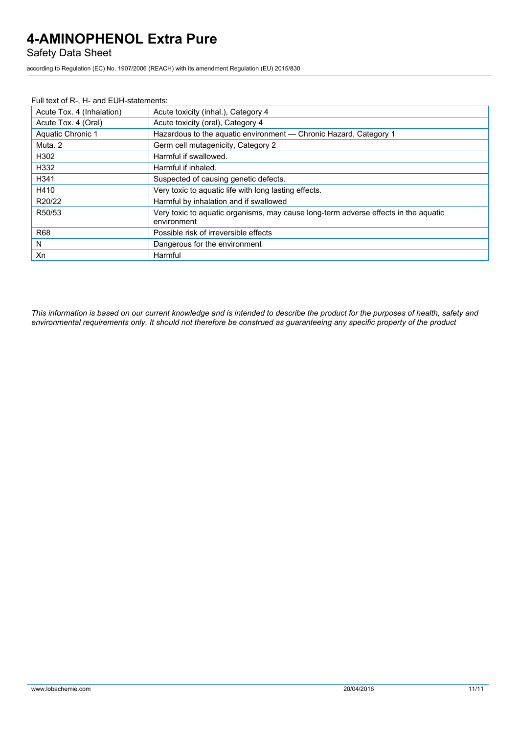Full text of R-, H- and EUH-statements:

| | |
|---|---|
| Acute Tox. 4 (Inhalation) | Acute toxicity (inhal.), Category 4 |
| Acute Tox. 4 (Oral) | Acute toxicity (oral), Category 4 |
| Aquatic Chronic 1 | Hazardous to the aquatic environment — Chronic Hazard, Category 1 |
| Muta. 2 | Germ cell mutagenicity, Category 2 |
| H302 | Harmful if swallowed. |
| H332 | Harmful if inhaled. |
| H341 | Suspected of causing genetic defects. |
| H410 | Very toxic to aquatic life with long lasting effects. |
| R20/22 | Harmful by inhalation and if swallowed |
| R50/53 | Very toxic to aquatic organisms, may cause long-term adverse effects in the aquatic environment |
| R68 | Possible risk of irreversible effects |
| N | Dangerous for the environment |
| Xn | Harmful |

*This information is based on our current knowledge and is intended to describe the product for the purposes of health, safety and environmental requirements only. It should not therefore be construed as guaranteeing any specific property of the product*